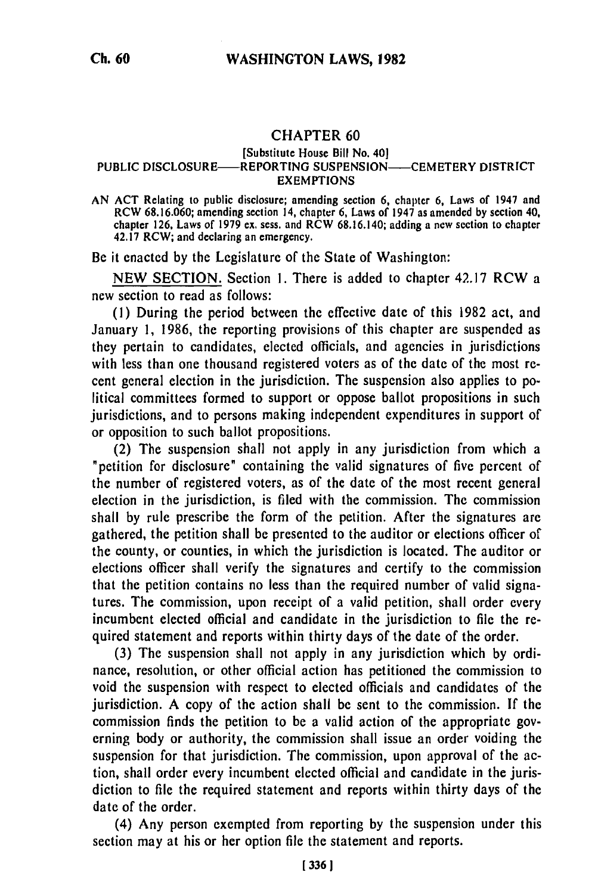# CHAPTER 60

[Substitute House Bill No. 40]

PUBLIC DISCLOSURE——REPORTING SUSPENSION——CEMETERY DISTRICT EXEMPTIONS

AN ACT Relating to public disclosure; amending section 6, chapter 6, Laws of 1947 and RCW 68.16.060; amending section 14, chapter 6, Laws of 1947 as amended by section 40, chapter 126, Laws of 1979 ex. sess. and RCW 68.16.140; adding a new section to chapter 42.17 RCW; and declaring an emergency.

Be it enacted by the Legislature of the State of Washington:

NEW SECTION. Section 1. There is added to chapter 42.17 RCW a new section to read as follows:

(1) During the period between the effective date of this 1982 act, and January 1, 1986, the reporting provisions of this chapter are suspended as they pertain to candidates, elected officials, and agencies in jurisdictions with less than one thousand registered voters as of the date of the most recent general election in the jurisdiction. The suspension also applies to political committees formed to support or oppose ballot propositions in such jurisdictions, and to persons making independent expenditures in support of or opposition to such ballot propositions.

(2) The suspension shall not apply in any jurisdiction from which a "petition for disclosure" containing the valid signatures of five percent of the number of registered voters, as of the date of the most recent general election in the jurisdiction, is filed with the commission. The commission shall by rule prescribe the form of the petition. After the signatures are gathered, the petition shall be presented to the auditor or elections officer of the county, or counties, in which the jurisdiction is located. The auditor or elections officer shall verify the signatures and certify to the commission that the petition contains no less than the required number of valid signatures. The commission, upon receipt of a valid petition, shall order every incumbent elected official and candidate in the jurisdiction to file the required statement and reports within thirty days of the date of the order.

(3) The suspension shall not apply in any jurisdiction which by ordinance, resolution, or other official action has petitioned the commission to void the suspension with respect to elected officials and candidates of the jurisdiction. A copy of the action shall be sent to the commission. If the commission finds the petition to be a valid action of the appropriate governing body or authority, the commission shall issue an order voiding the suspension for that jurisdiction. The commission, upon approval of the action, shall order every incumbent elected official and candidate in the jurisdiction to file the required statement and reports within thirty days of the date of the order.

(4) Any person exempted from reporting by the suspension under this section may at his or her option file the statement and reports.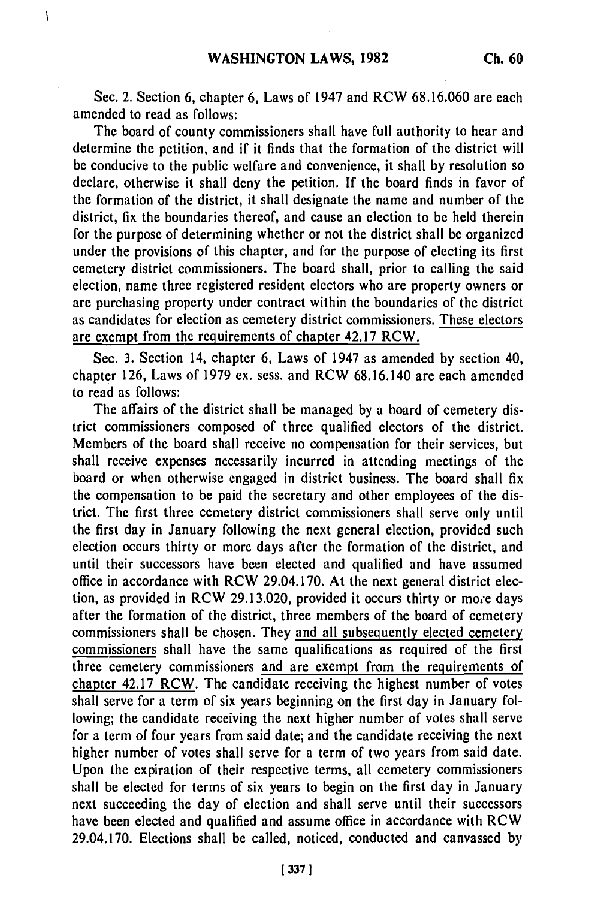Sec. 2. Section 6, chapter 6, Laws of 1947 and RCW 68.16.060 are each amended to read as follows:

The board of county commissioners shall have full authority to hear and determine the petition, and if it finds that the formation of the district will be conducive to the public welfare and convenience, it shall by resolution so declare, otherwise it shall deny the petition. If the board finds in favor of the formation of the district, it shall designate the name and number of the district, fix the boundaries thereof, and cause an election to be held therein for the purpose of determining whether or not the district shall be organized under the provisions of this chapter, and for the purpose of electing its first cemetery district commissioners. The board shall, prior to calling the said election, name three registered resident electors who are property owners or are purchasing property under contract within the boundaries of the district as candidates for election as cemetery district commissioners. <u>These electors are exempt from the requirements of chapter 42.17 RCW.</u>

Sec. 3. Section 14, chapter 6, Laws of 1947 as amended by section 40, chapter 126, Laws of 1979 ex. sess. and RCW 68.16.140 are each amended to read as follows:

The affairs of the district shall be managed by a board of cemetery district commissioners composed of three qualified electors of the district. Members of the board shall receive no compensation for their services, but shall receive expenses necessarily incurred in attending meetings of the board or when otherwise engaged in district business. The board shall fix the compensation to be paid the secretary and other employees of the district. The first three cemetery district commissioners shall serve only until the first day in January following the next general election, provided such election occurs thirty or more days after the formation of the district, and until their successors have been elected and qualified and have assumed office in accordance with RCW 29.04.170. At the next general district election, as provided in RCW 29.13.020, provided it occurs thirty or more days after the formation of the district, three members of the board of cemetery commissioners shall be chosen. They <u>and all subsequently elected cemetery commissioners</u> shall have the same qualifications as required of the first three cemetery commissioners <u>and are exempt from the requirements of chapter 42.17 RCW</u>. The candidate receiving the highest number of votes shall serve for a term of six years beginning on the first day in January following; the candidate receiving the next higher number of votes shall serve for a term of four years from said date; and the candidate receiving the next higher number of votes shall serve for a term of two years from said date. Upon the expiration of their respective terms, all cemetery commissioners shall be elected for terms of six years to begin on the first day in January next succeeding the day of election and shall serve until their successors have been elected and qualified and assume office in accordance with RCW 29.04.170. Elections shall be called, noticed, conducted and canvassed by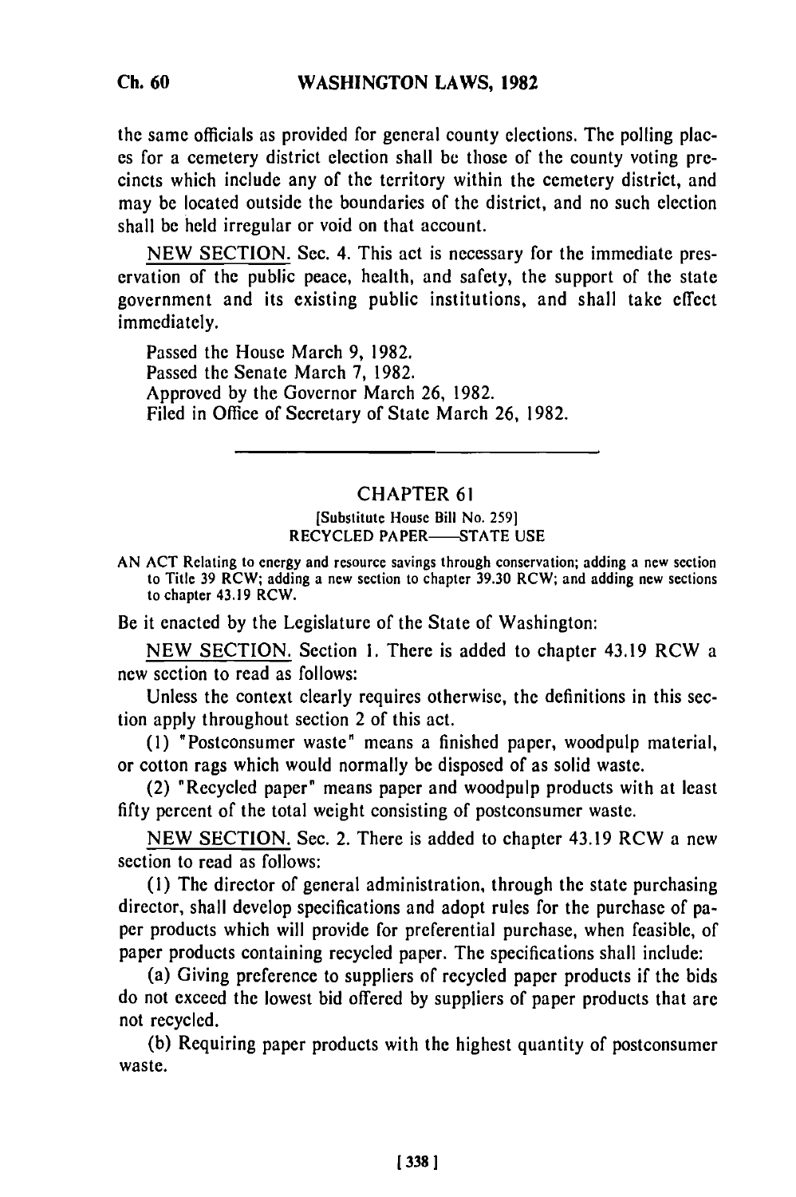the same officials as provided for general county elections. The polling places for a cemetery district election shall be those of the county voting precincts which include any of the territory within the cemetery district, and may be located outside the boundaries of the district, and no such election shall be held irregular or void on that account.

NEW SECTION. Sec. 4. This act is necessary for the immediate preservation of the public peace, health, and safety, the support of the state government and its existing public institutions, and shall take effect immediately.

Passed the House March 9, 1982.
Passed the Senate March 7, 1982.
Approved by the Governor March 26, 1982.
Filed in Office of Secretary of State March 26, 1982.

---

## CHAPTER 61

[Substitute House Bill No. 259]
RECYCLED PAPER——STATE USE

AN ACT Relating to energy and resource savings through conservation; adding a new section to Title 39 RCW; adding a new section to chapter 39.30 RCW; and adding new sections to chapter 43.19 RCW.

Be it enacted by the Legislature of the State of Washington:

NEW SECTION. Section 1. There is added to chapter 43.19 RCW a new section to read as follows:

Unless the context clearly requires otherwise, the definitions in this section apply throughout section 2 of this act.

(1) "Postconsumer waste" means a finished paper, woodpulp material, or cotton rags which would normally be disposed of as solid waste.

(2) "Recycled paper" means paper and woodpulp products with at least fifty percent of the total weight consisting of postconsumer waste.

NEW SECTION. Sec. 2. There is added to chapter 43.19 RCW a new section to read as follows:

(1) The director of general administration, through the state purchasing director, shall develop specifications and adopt rules for the purchase of paper products which will provide for preferential purchase, when feasible, of paper products containing recycled paper. The specifications shall include:

(a) Giving preference to suppliers of recycled paper products if the bids do not exceed the lowest bid offered by suppliers of paper products that are not recycled.

(b) Requiring paper products with the highest quantity of postconsumer waste.